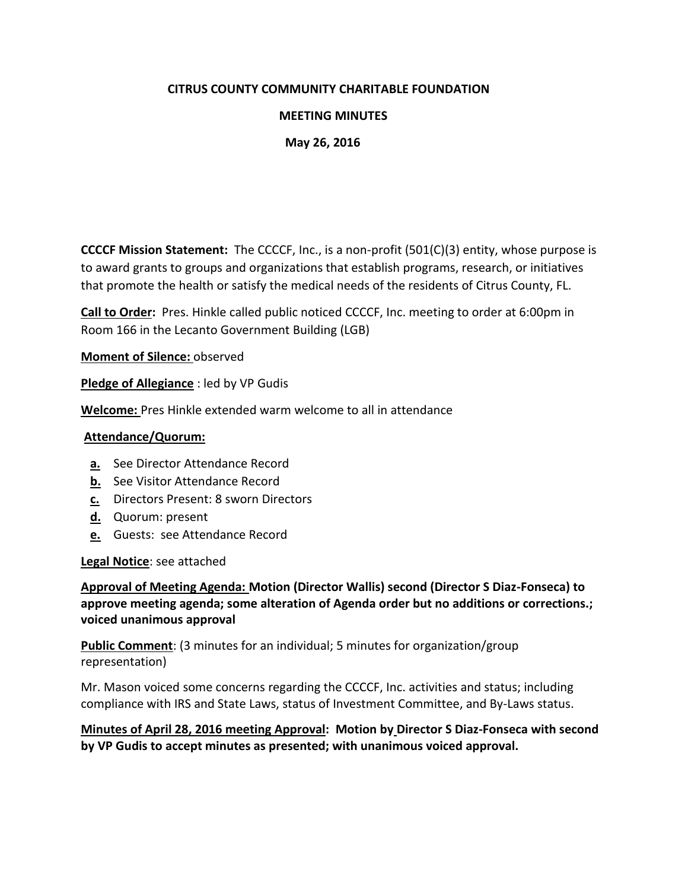# CITRUS COUNTY COMMUNITY CHARITABLE FOUNDATION

## MEETING MINUTES

### May 26, 2016

**CCCCF Mission Statement:** The CCCCF, Inc., is a non-profit (501(C)(3) entity, whose purpose is to award grants to groups and organizations that establish programs, research, or initiatives that promote the health or satisfy the medical needs of the residents of Citrus County, FL.

**Call to Order:** Pres. Hinkle called public noticed CCCCF, Inc. meeting to order at 6:00pm in Room 166 in the Lecanto Government Building (LGB)

**Moment of Silence:** observed

**Pledge of Allegiance** : led by VP Gudis

**Welcome:** Pres Hinkle extended warm welcome to all in attendance

**Attendance/Quorum:**

- **a.** See Director Attendance Record
- **b.** See Visitor Attendance Record
- **c.** Directors Present: 8 sworn Directors
- **d.** Quorum: present
- **e.** Guests: see Attendance Record

**Legal Notice**: see attached

**Approval of Meeting Agenda: Motion (Director Wallis) second (Director S Diaz-Fonseca) to approve meeting agenda; some alteration of Agenda order but no additions or corrections.; voiced unanimous approval**

**Public Comment**: (3 minutes for an individual; 5 minutes for organization/group representation)

Mr. Mason voiced some concerns regarding the CCCCF, Inc. activities and status; including compliance with IRS and State Laws, status of Investment Committee, and By-Laws status.

**Minutes of April 28, 2016 meeting Approval: Motion by Director S Diaz-Fonseca with second by VP Gudis to accept minutes as presented; with unanimous voiced approval.**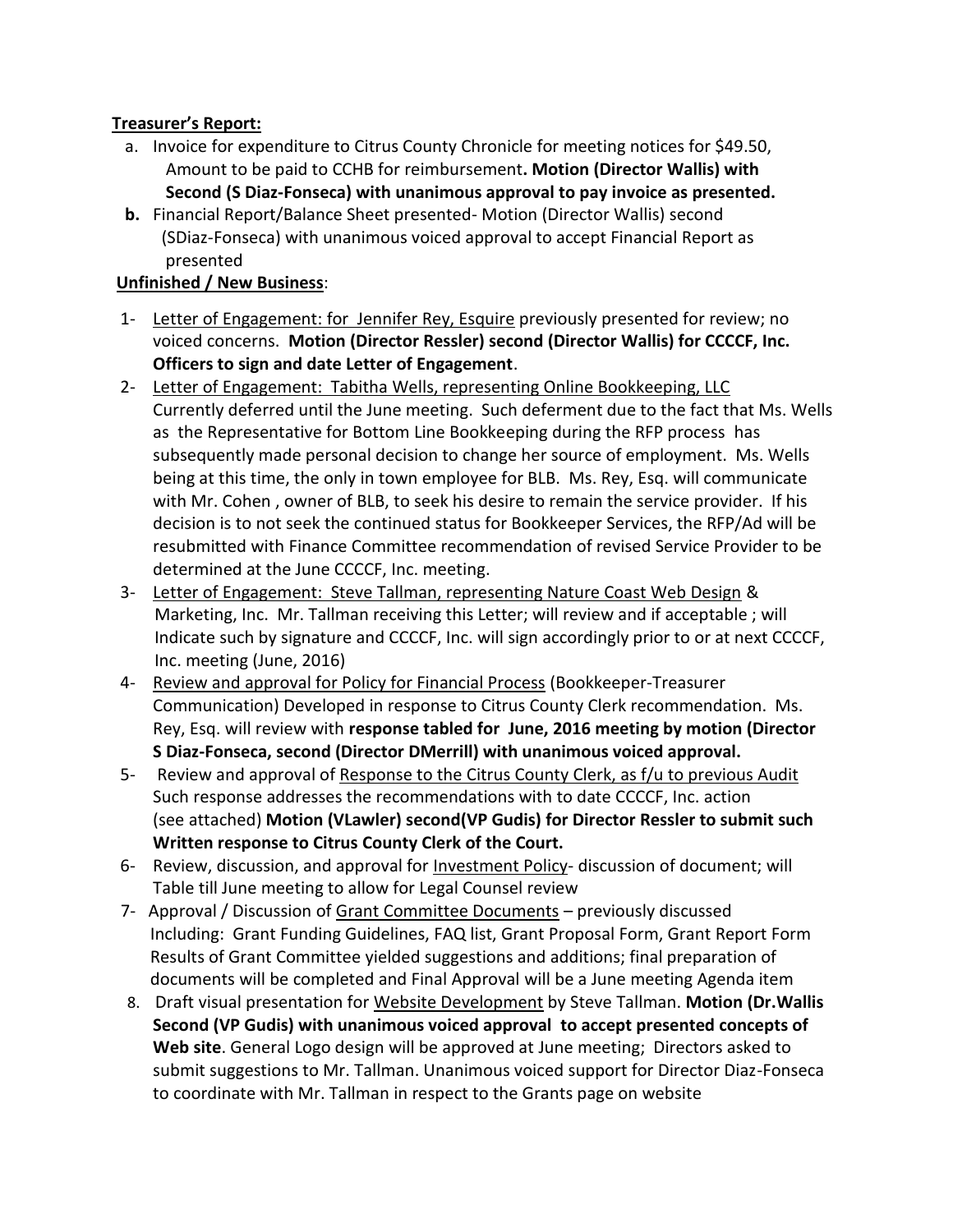**Treasurer's Report:**

a. Invoice for expenditure to Citrus County Chronicle for meeting notices for $49.50, Amount to be paid to CCHB for reimbursement**. Motion (Director Wallis) with Second (S Diaz-Fonseca) with unanimous approval to pay invoice as presented.**
**b.** Financial Report/Balance Sheet presented- Motion (Director Wallis) second (SDiaz-Fonseca) with unanimous voiced approval to accept Financial Report as presented

**Unfinished / New Business**:

1- Letter of Engagement: for Jennifer Rey, Esquire previously presented for review; no voiced concerns. **Motion (Director Ressler) second (Director Wallis) for CCCCF, Inc. Officers to sign and date Letter of Engagement**.

2- Letter of Engagement: Tabitha Wells, representing Online Bookkeeping, LLC Currently deferred until the June meeting. Such deferment due to the fact that Ms. Wells as the Representative for Bottom Line Bookkeeping during the RFP process has subsequently made personal decision to change her source of employment. Ms. Wells being at this time, the only in town employee for BLB. Ms. Rey, Esq. will communicate with Mr. Cohen , owner of BLB, to seek his desire to remain the service provider. If his decision is to not seek the continued status for Bookkeeper Services, the RFP/Ad will be resubmitted with Finance Committee recommendation of revised Service Provider to be determined at the June CCCCF, Inc. meeting.

3- Letter of Engagement: Steve Tallman, representing Nature Coast Web Design & Marketing, Inc. Mr. Tallman receiving this Letter; will review and if acceptable ; will Indicate such by signature and CCCCF, Inc. will sign accordingly prior to or at next CCCCF, Inc. meeting (June, 2016)

4- Review and approval for Policy for Financial Process (Bookkeeper-Treasurer Communication) Developed in response to Citrus County Clerk recommendation. Ms. Rey, Esq. will review with **response tabled for June, 2016 meeting by motion (Director S Diaz-Fonseca, second (Director DMerrill) with unanimous voiced approval.**

5- Review and approval of Response to the Citrus County Clerk, as f/u to previous Audit Such response addresses the recommendations with to date CCCCF, Inc. action (see attached) **Motion (VLawler) second(VP Gudis) for Director Ressler to submit such Written response to Citrus County Clerk of the Court.**

6- Review, discussion, and approval for Investment Policy- discussion of document; will Table till June meeting to allow for Legal Counsel review

7- Approval / Discussion of Grant Committee Documents – previously discussed Including: Grant Funding Guidelines, FAQ list, Grant Proposal Form, Grant Report Form Results of Grant Committee yielded suggestions and additions; final preparation of documents will be completed and Final Approval will be a June meeting Agenda item

8. Draft visual presentation for Website Development by Steve Tallman. **Motion (Dr.Wallis Second (VP Gudis) with unanimous voiced approval to accept presented concepts of Web site**. General Logo design will be approved at June meeting; Directors asked to submit suggestions to Mr. Tallman. Unanimous voiced support for Director Diaz-Fonseca to coordinate with Mr. Tallman in respect to the Grants page on website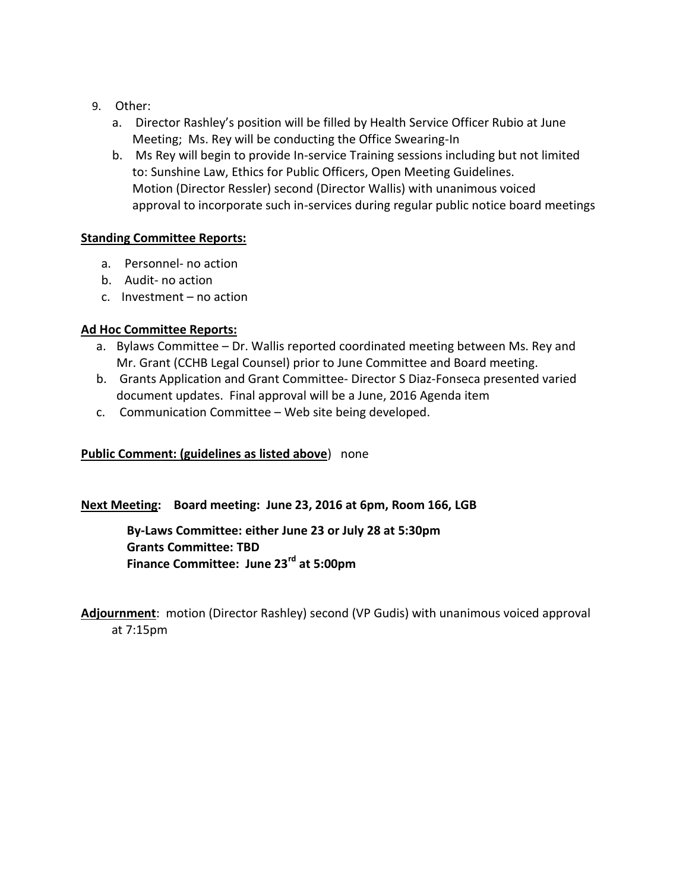9. Other:
   a. Director Rashley's position will be filled by Health Service Officer Rubio at June Meeting; Ms. Rey will be conducting the Office Swearing-In
   b. Ms Rey will begin to provide In-service Training sessions including but not limited to: Sunshine Law, Ethics for Public Officers, Open Meeting Guidelines. Motion (Director Ressler) second (Director Wallis) with unanimous voiced approval to incorporate such in-services during regular public notice board meetings

**<u>Standing Committee Reports:</u>**

a. Personnel- no action
b. Audit- no action
c. Investment – no action

**<u>Ad Hoc Committee Reports:</u>**

a. Bylaws Committee – Dr. Wallis reported coordinated meeting between Ms. Rey and Mr. Grant (CCHB Legal Counsel) prior to June Committee and Board meeting.
b. Grants Application and Grant Committee- Director S Diaz-Fonseca presented varied document updates. Final approval will be a June, 2016 Agenda item
c. Communication Committee – Web site being developed.

**<u>Public Comment: (guidelines as listed above</u>**) none

**<u>Next Meeting</u>: Board meeting: June 23, 2016 at 6pm, Room 166, LGB**

**By-Laws Committee: either June 23 or July 28 at 5:30pm**
**Grants Committee: TBD**
**Finance Committee: June 23rd at 5:00pm**

**<u>Adjournment</u>**: motion (Director Rashley) second (VP Gudis) with unanimous voiced approval at 7:15pm